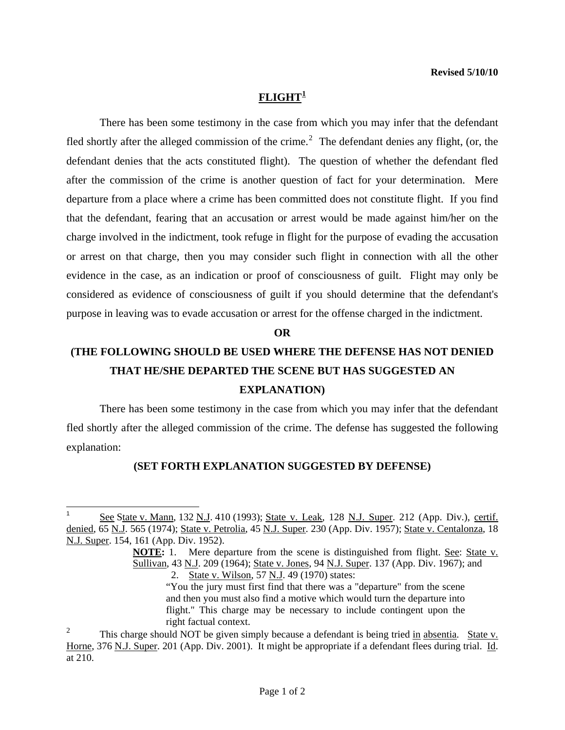**Revised 5/10/10**

## FLIGHT[1]

There has been some testimony in the case from which you may infer that the defendant fled shortly after the alleged commission of the crime.[2] The defendant denies any flight, (or, the defendant denies that the acts constituted flight). The question of whether the defendant fled after the commission of the crime is another question of fact for your determination. Mere departure from a place where a crime has been committed does not constitute flight. If you find that the defendant, fearing that an accusation or arrest would be made against him/her on the charge involved in the indictment, took refuge in flight for the purpose of evading the accusation or arrest on that charge, then you may consider such flight in connection with all the other evidence in the case, as an indication or proof of consciousness of guilt. Flight may only be considered as evidence of consciousness of guilt if you should determine that the defendant's purpose in leaving was to evade accusation or arrest for the offense charged in the indictment.

**OR**

**(THE FOLLOWING SHOULD BE USED WHERE THE DEFENSE HAS NOT DENIED THAT HE/SHE DEPARTED THE SCENE BUT HAS SUGGESTED AN EXPLANATION)**

There has been some testimony in the case from which you may infer that the defendant fled shortly after the alleged commission of the crime. The defense has suggested the following explanation:

**(SET FORTH EXPLANATION SUGGESTED BY DEFENSE)**

---

[1] See State v. Mann, 132 N.J. 410 (1993); State v. Leak, 128 N.J. Super. 212 (App. Div.), certif. denied, 65 N.J. 565 (1974); State v. Petrolia, 45 N.J. Super. 230 (App. Div. 1957); State v. Centalonza, 18 N.J. Super. 154, 161 (App. Div. 1952).

**NOTE:** 1. Mere departure from the scene is distinguished from flight. See: State v. Sullivan, 43 N.J. 209 (1964); State v. Jones, 94 N.J. Super. 137 (App. Div. 1967); and

2. State v. Wilson, 57 N.J. 49 (1970) states:

"You the jury must first find that there was a "departure" from the scene and then you must also find a motive which would turn the departure into flight." This charge may be necessary to include contingent upon the right factual context.

[2] This charge should NOT be given simply because a defendant is being tried in absentia. State v. Horne, 376 N.J. Super. 201 (App. Div. 2001). It might be appropriate if a defendant flees during trial. Id. at 210.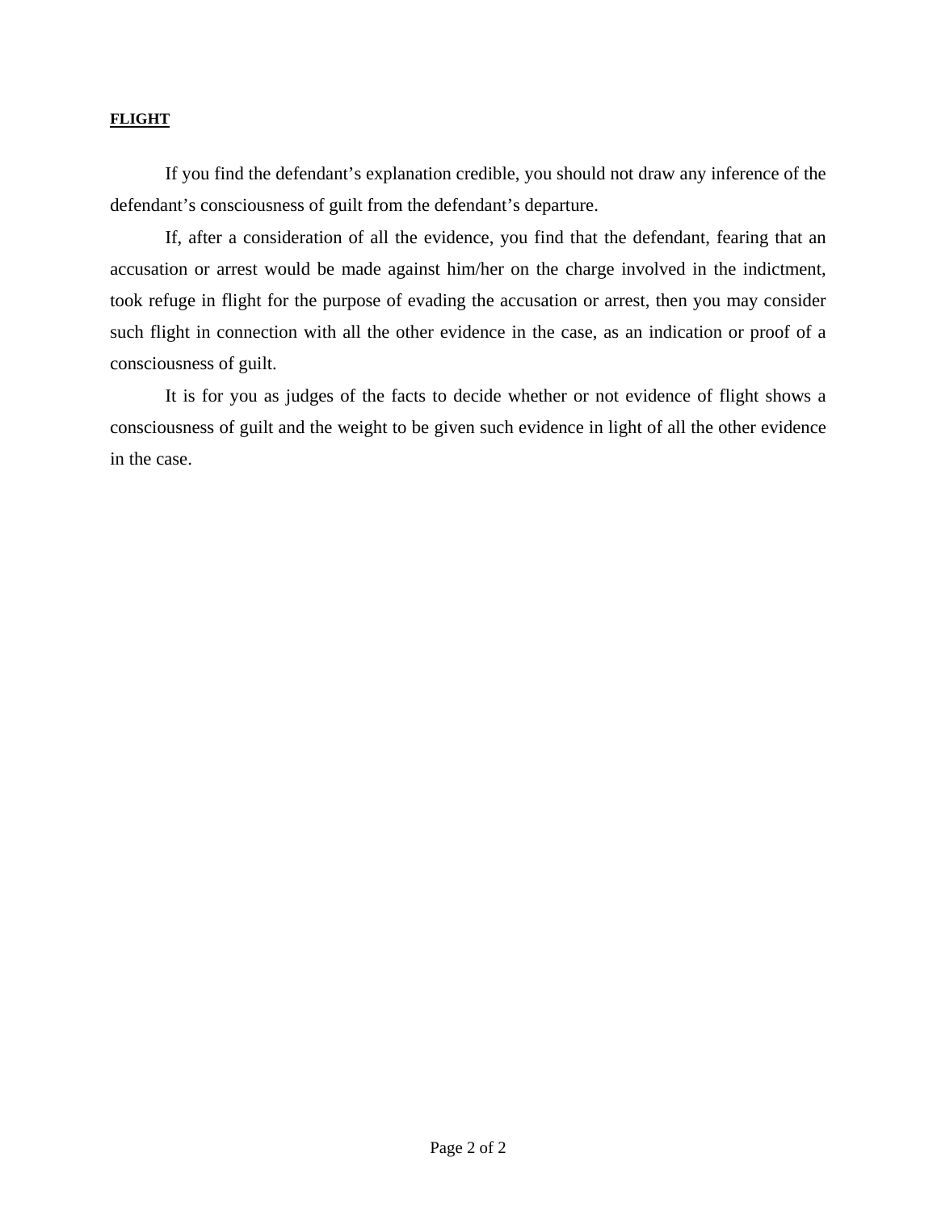**FLIGHT**

If you find the defendant's explanation credible, you should not draw any inference of the defendant's consciousness of guilt from the defendant's departure.

If, after a consideration of all the evidence, you find that the defendant, fearing that an accusation or arrest would be made against him/her on the charge involved in the indictment, took refuge in flight for the purpose of evading the accusation or arrest, then you may consider such flight in connection with all the other evidence in the case, as an indication or proof of a consciousness of guilt.

It is for you as judges of the facts to decide whether or not evidence of flight shows a consciousness of guilt and the weight to be given such evidence in light of all the other evidence in the case.